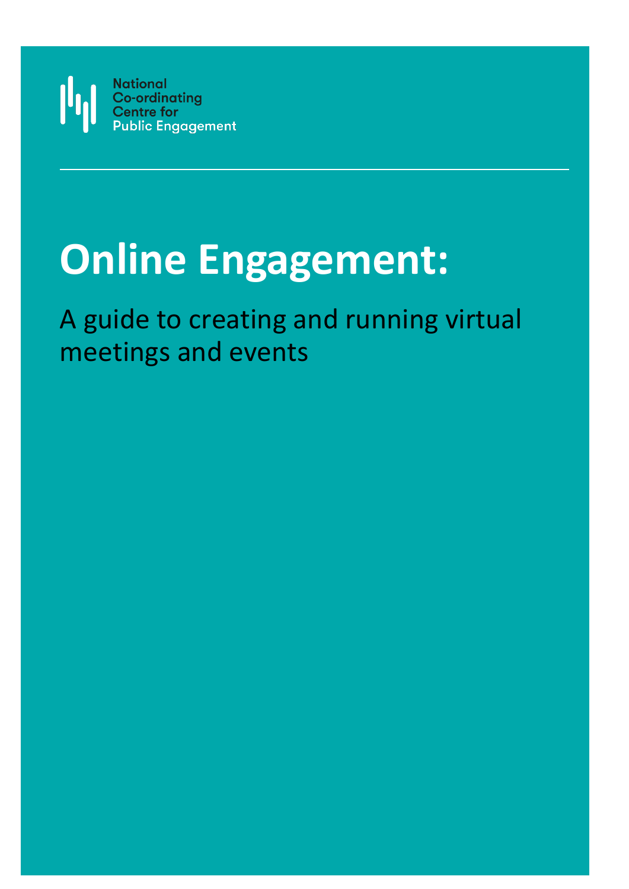National
Co-ordinating
Centre for
Public Engagement

# Online Engagement:

A guide to creating and running virtual meetings and events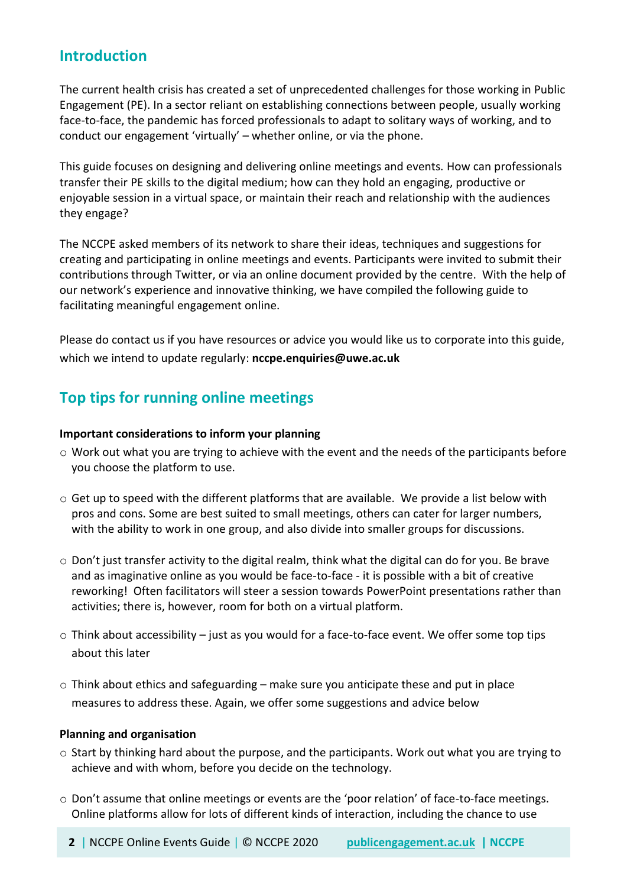## Introduction

The current health crisis has created a set of unprecedented challenges for those working in Public Engagement (PE). In a sector reliant on establishing connections between people, usually working face-to-face, the pandemic has forced professionals to adapt to solitary ways of working, and to conduct our engagement 'virtually' – whether online, or via the phone.

This guide focuses on designing and delivering online meetings and events. How can professionals transfer their PE skills to the digital medium; how can they hold an engaging, productive or enjoyable session in a virtual space, or maintain their reach and relationship with the audiences they engage?

The NCCPE asked members of its network to share their ideas, techniques and suggestions for creating and participating in online meetings and events. Participants were invited to submit their contributions through Twitter, or via an online document provided by the centre. With the help of our network's experience and innovative thinking, we have compiled the following guide to facilitating meaningful engagement online.

Please do contact us if you have resources or advice you would like us to corporate into this guide, which we intend to update regularly: **nccpe.enquiries@uwe.ac.uk**

## Top tips for running online meetings

**Important considerations to inform your planning**

- Work out what you are trying to achieve with the event and the needs of the participants before you choose the platform to use.
- Get up to speed with the different platforms that are available. We provide a list below with pros and cons. Some are best suited to small meetings, others can cater for larger numbers, with the ability to work in one group, and also divide into smaller groups for discussions.
- Don't just transfer activity to the digital realm, think what the digital can do for you. Be brave and as imaginative online as you would be face-to-face - it is possible with a bit of creative reworking! Often facilitators will steer a session towards PowerPoint presentations rather than activities; there is, however, room for both on a virtual platform.
- Think about accessibility – just as you would for a face-to-face event. We offer some top tips about this later
- Think about ethics and safeguarding – make sure you anticipate these and put in place measures to address these. Again, we offer some suggestions and advice below

**Planning and organisation**

- Start by thinking hard about the purpose, and the participants. Work out what you are trying to achieve and with whom, before you decide on the technology.
- Don't assume that online meetings or events are the 'poor relation' of face-to-face meetings. Online platforms allow for lots of different kinds of interaction, including the chance to use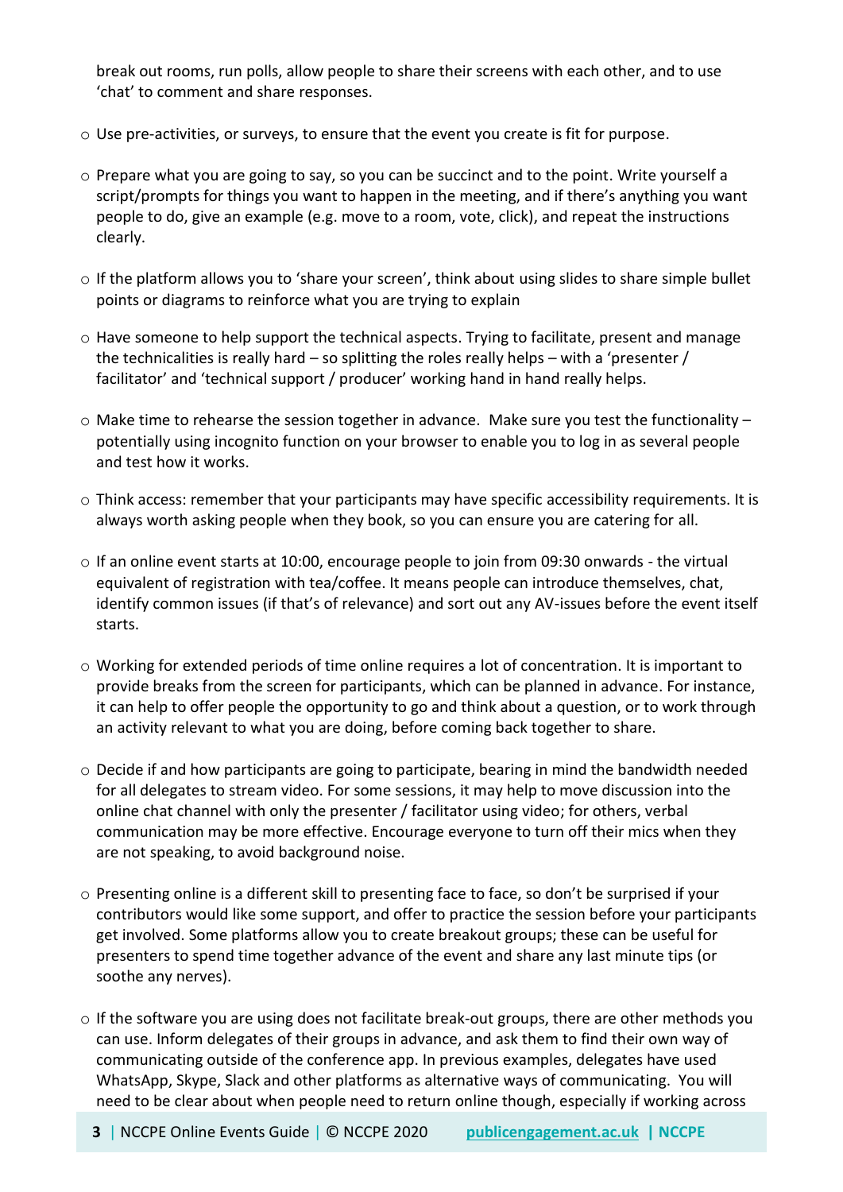break out rooms, run polls, allow people to share their screens with each other, and to use 'chat' to comment and share responses.

- Use pre-activities, or surveys, to ensure that the event you create is fit for purpose.
- Prepare what you are going to say, so you can be succinct and to the point. Write yourself a script/prompts for things you want to happen in the meeting, and if there's anything you want people to do, give an example (e.g. move to a room, vote, click), and repeat the instructions clearly.
- If the platform allows you to 'share your screen', think about using slides to share simple bullet points or diagrams to reinforce what you are trying to explain
- Have someone to help support the technical aspects. Trying to facilitate, present and manage the technicalities is really hard – so splitting the roles really helps – with a 'presenter / facilitator' and 'technical support / producer' working hand in hand really helps.
- Make time to rehearse the session together in advance. Make sure you test the functionality – potentially using incognito function on your browser to enable you to log in as several people and test how it works.
- Think access: remember that your participants may have specific accessibility requirements. It is always worth asking people when they book, so you can ensure you are catering for all.
- If an online event starts at 10:00, encourage people to join from 09:30 onwards - the virtual equivalent of registration with tea/coffee. It means people can introduce themselves, chat, identify common issues (if that's of relevance) and sort out any AV-issues before the event itself starts.
- Working for extended periods of time online requires a lot of concentration. It is important to provide breaks from the screen for participants, which can be planned in advance. For instance, it can help to offer people the opportunity to go and think about a question, or to work through an activity relevant to what you are doing, before coming back together to share.
- Decide if and how participants are going to participate, bearing in mind the bandwidth needed for all delegates to stream video. For some sessions, it may help to move discussion into the online chat channel with only the presenter / facilitator using video; for others, verbal communication may be more effective. Encourage everyone to turn off their mics when they are not speaking, to avoid background noise.
- Presenting online is a different skill to presenting face to face, so don't be surprised if your contributors would like some support, and offer to practice the session before your participants get involved. Some platforms allow you to create breakout groups; these can be useful for presenters to spend time together advance of the event and share any last minute tips (or soothe any nerves).
- If the software you are using does not facilitate break-out groups, there are other methods you can use. Inform delegates of their groups in advance, and ask them to find their own way of communicating outside of the conference app. In previous examples, delegates have used WhatsApp, Skype, Slack and other platforms as alternative ways of communicating. You will need to be clear about when people need to return online though, especially if working across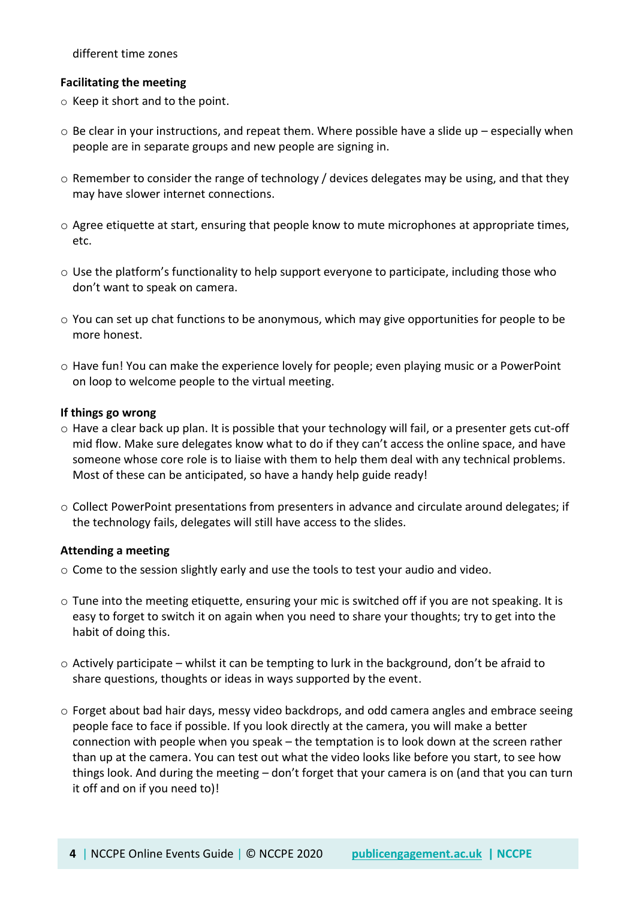different time zones

**Facilitating the meeting**

- Keep it short and to the point.
- Be clear in your instructions, and repeat them. Where possible have a slide up – especially when people are in separate groups and new people are signing in.
- Remember to consider the range of technology / devices delegates may be using, and that they may have slower internet connections.
- Agree etiquette at start, ensuring that people know to mute microphones at appropriate times, etc.
- Use the platform's functionality to help support everyone to participate, including those who don't want to speak on camera.
- You can set up chat functions to be anonymous, which may give opportunities for people to be more honest.
- Have fun! You can make the experience lovely for people; even playing music or a PowerPoint on loop to welcome people to the virtual meeting.

**If things go wrong**

- Have a clear back up plan. It is possible that your technology will fail, or a presenter gets cut-off mid flow. Make sure delegates know what to do if they can't access the online space, and have someone whose core role is to liaise with them to help them deal with any technical problems. Most of these can be anticipated, so have a handy help guide ready!
- Collect PowerPoint presentations from presenters in advance and circulate around delegates; if the technology fails, delegates will still have access to the slides.

**Attending a meeting**

- Come to the session slightly early and use the tools to test your audio and video.
- Tune into the meeting etiquette, ensuring your mic is switched off if you are not speaking. It is easy to forget to switch it on again when you need to share your thoughts; try to get into the habit of doing this.
- Actively participate – whilst it can be tempting to lurk in the background, don't be afraid to share questions, thoughts or ideas in ways supported by the event.
- Forget about bad hair days, messy video backdrops, and odd camera angles and embrace seeing people face to face if possible. If you look directly at the camera, you will make a better connection with people when you speak – the temptation is to look down at the screen rather than up at the camera. You can test out what the video looks like before you start, to see how things look. And during the meeting – don't forget that your camera is on (and that you can turn it off and on if you need to)!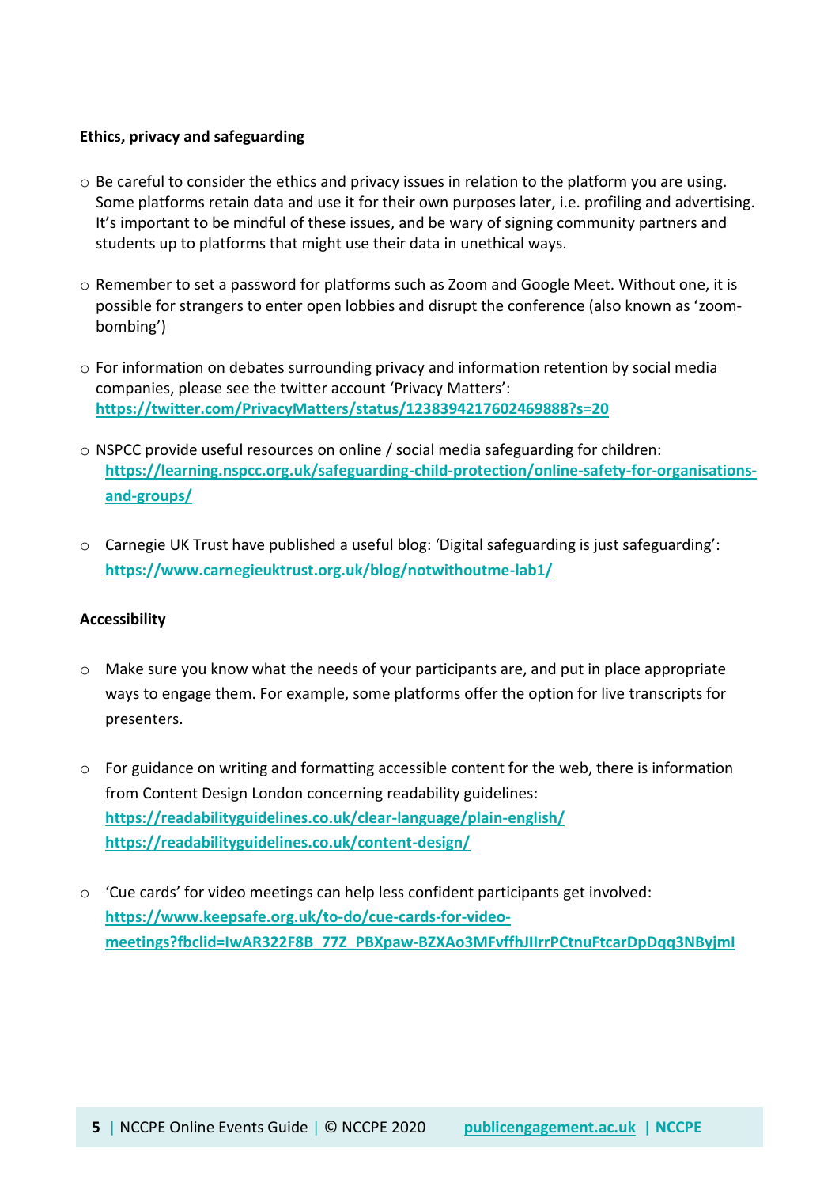**Ethics, privacy and safeguarding**

- Be careful to consider the ethics and privacy issues in relation to the platform you are using. Some platforms retain data and use it for their own purposes later, i.e. profiling and advertising. It's important to be mindful of these issues, and be wary of signing community partners and students up to platforms that might use their data in unethical ways.

- Remember to set a password for platforms such as Zoom and Google Meet. Without one, it is possible for strangers to enter open lobbies and disrupt the conference (also known as 'zoom-bombing')

- For information on debates surrounding privacy and information retention by social media companies, please see the twitter account 'Privacy Matters': **https://twitter.com/PrivacyMatters/status/1238394217602469888?s=20**

- NSPCC provide useful resources on online / social media safeguarding for children: **https://learning.nspcc.org.uk/safeguarding-child-protection/online-safety-for-organisations-and-groups/**

- Carnegie UK Trust have published a useful blog: 'Digital safeguarding is just safeguarding': **https://www.carnegieuktrust.org.uk/blog/notwithoutme-lab1/**

**Accessibility**

- Make sure you know what the needs of your participants are, and put in place appropriate ways to engage them. For example, some platforms offer the option for live transcripts for presenters.

- For guidance on writing and formatting accessible content for the web, there is information from Content Design London concerning readability guidelines: **https://readabilityguidelines.co.uk/clear-language/plain-english/** **https://readabilityguidelines.co.uk/content-design/**

- 'Cue cards' for video meetings can help less confident participants get involved: **https://www.keepsafe.org.uk/to-do/cue-cards-for-video-meetings?fbclid=IwAR322F8B_77Z_PBXpaw-BZXAo3MFvffhJIIrrPCtnuFtcarDpDqq3NByjmI**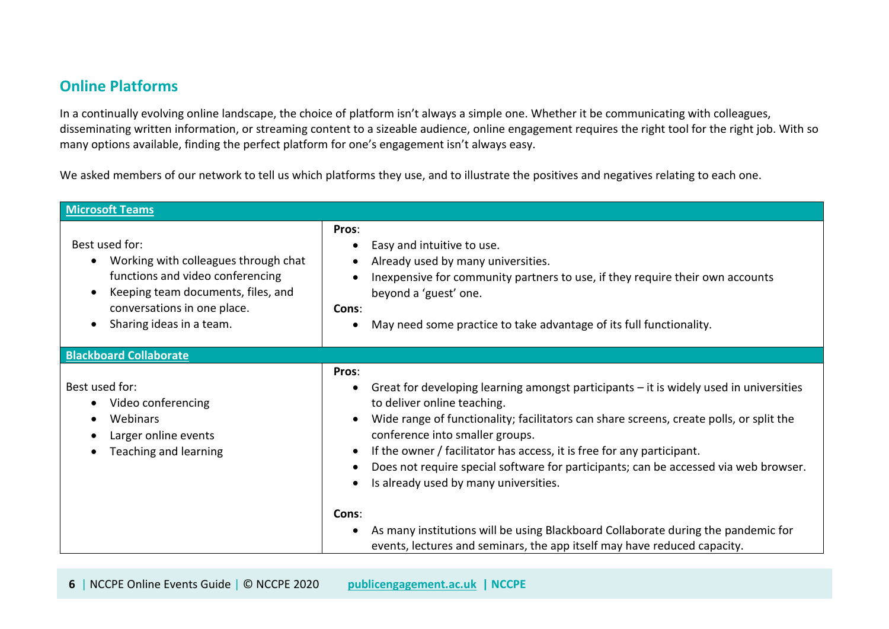## Online Platforms

In a continually evolving online landscape, the choice of platform isn't always a simple one. Whether it be communicating with colleagues, disseminating written information, or streaming content to a sizeable audience, online engagement requires the right tool for the right job. With so many options available, finding the perfect platform for one's engagement isn't always easy.

We asked members of our network to tell us which platforms they use, and to illustrate the positives and negatives relating to each one.

| **Microsoft Teams** | |
|---|---|
| Best used for:<br>• Working with colleagues through chat functions and video conferencing<br>• Keeping team documents, files, and conversations in one place.<br>• Sharing ideas in a team. | **Pros**:<br>• Easy and intuitive to use.<br>• Already used by many universities.<br>• Inexpensive for community partners to use, if they require their own accounts beyond a 'guest' one.<br>**Cons**:<br>• May need some practice to take advantage of its full functionality. |
| **Blackboard Collaborate** | |
| Best used for:<br>• Video conferencing<br>• Webinars<br>• Larger online events<br>• Teaching and learning | **Pros**:<br>• Great for developing learning amongst participants – it is widely used in universities to deliver online teaching.<br>• Wide range of functionality; facilitators can share screens, create polls, or split the conference into smaller groups.<br>• If the owner / facilitator has access, it is free for any participant.<br>• Does not require special software for participants; can be accessed via web browser.<br>• Is already used by many universities.<br>**Cons**:<br>• As many institutions will be using Blackboard Collaborate during the pandemic for events, lectures and seminars, the app itself may have reduced capacity. |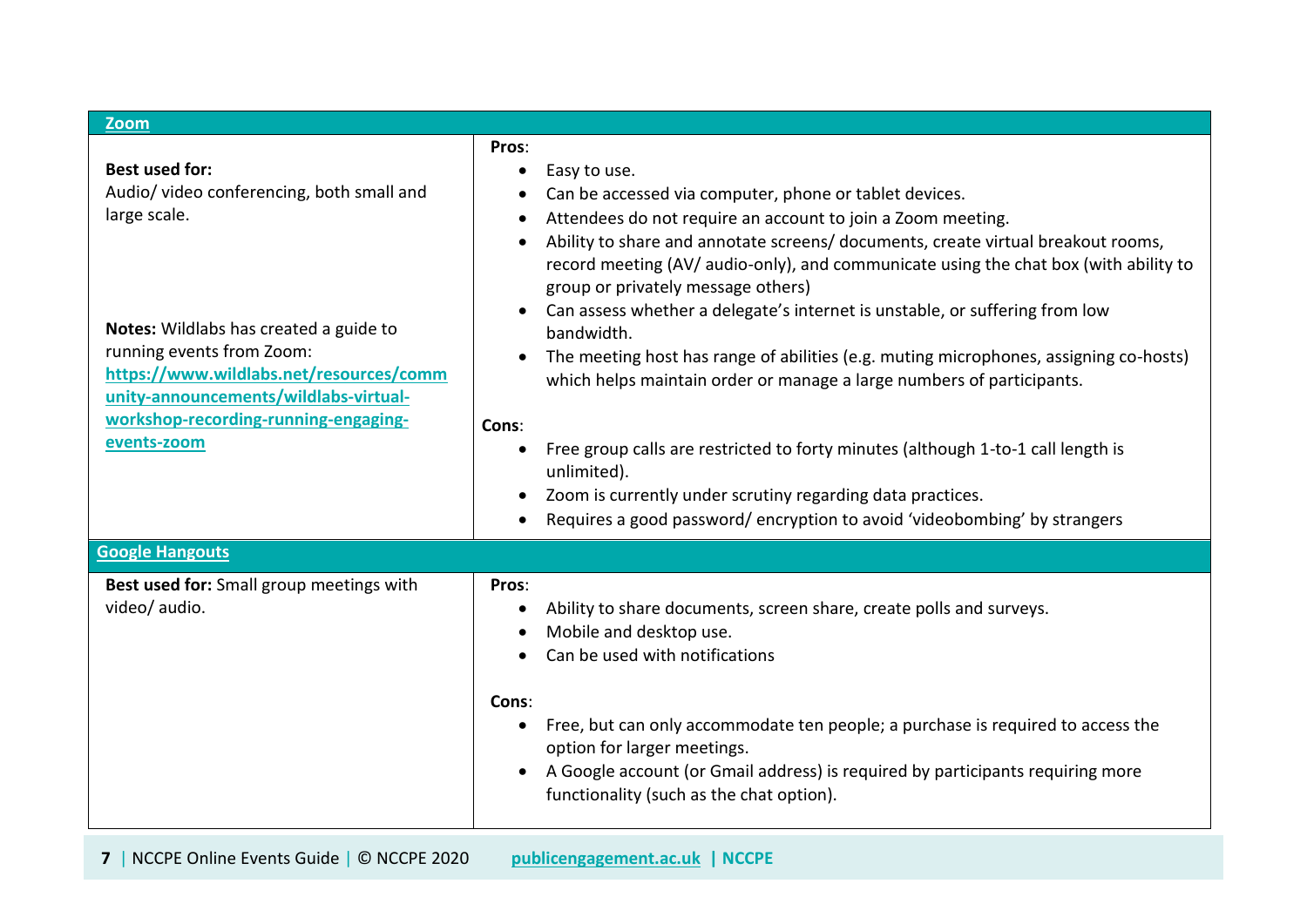| Zoom | |
|---|---|
| **Best used for:**<br>Audio/ video conferencing, both small and large scale.<br><br>**Notes:** Wildlabs has created a guide to running events from Zoom: **https://www.wildlabs.net/resources/community-announcements/wildlabs-virtual-workshop-recording-running-engaging-events-zoom** | **Pros**:<br>• Easy to use.<br>• Can be accessed via computer, phone or tablet devices.<br>• Attendees do not require an account to join a Zoom meeting.<br>• Ability to share and annotate screens/ documents, create virtual breakout rooms, record meeting (AV/ audio-only), and communicate using the chat box (with ability to group or privately message others)<br>• Can assess whether a delegate's internet is unstable, or suffering from low bandwidth.<br>• The meeting host has range of abilities (e.g. muting microphones, assigning co-hosts) which helps maintain order or manage a large numbers of participants.<br><br>**Cons**:<br>• Free group calls are restricted to forty minutes (although 1-to-1 call length is unlimited).<br>• Zoom is currently under scrutiny regarding data practices.<br>• Requires a good password/ encryption to avoid 'videobombing' by strangers |
| **Google Hangouts** | |
| **Best used for:** Small group meetings with video/ audio. | **Pros**:<br>• Ability to share documents, screen share, create polls and surveys.<br>• Mobile and desktop use.<br>• Can be used with notifications<br><br>**Cons**:<br>• Free, but can only accommodate ten people; a purchase is required to access the option for larger meetings.<br>• A Google account (or Gmail address) is required by participants requiring more functionality (such as the chat option). |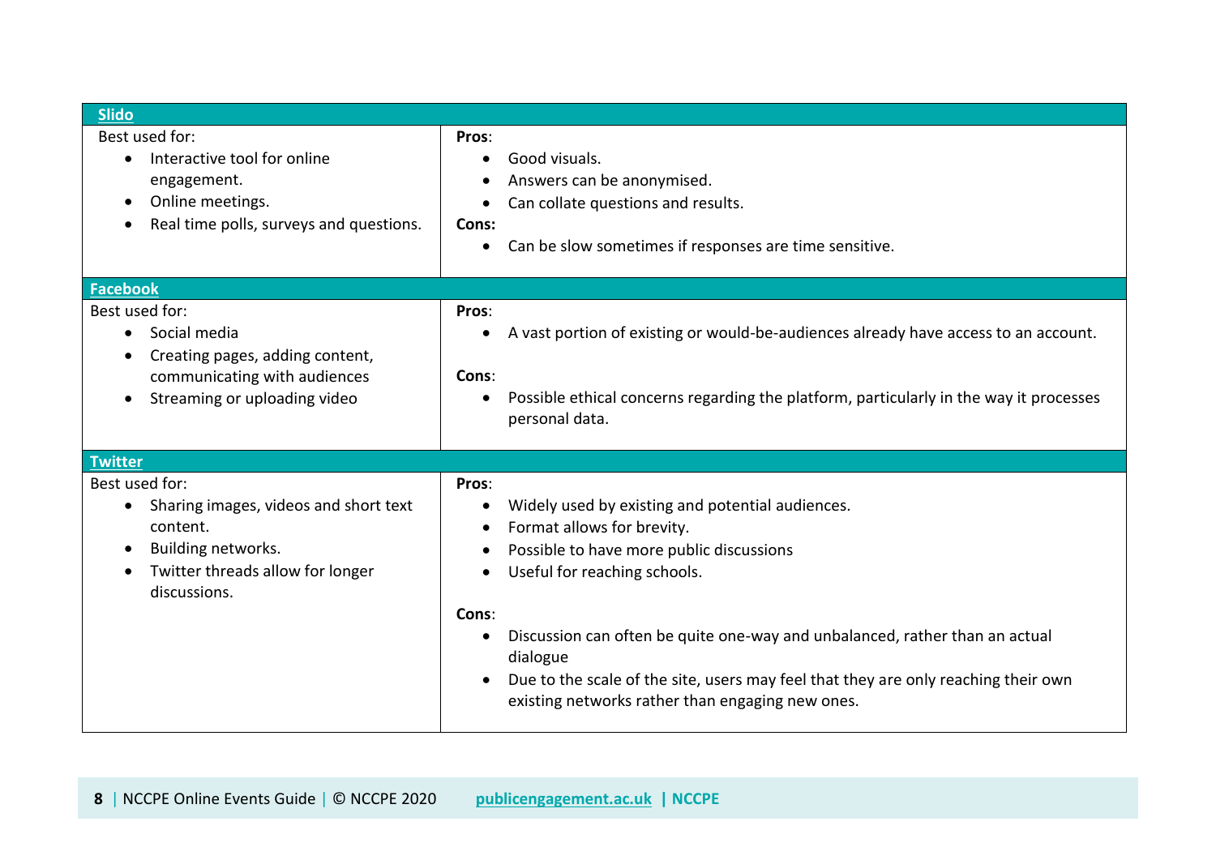| **Slido** | |
|---|---|
| Best used for:<br>• Interactive tool for online engagement.<br>• Online meetings.<br>• Real time polls, surveys and questions. | **Pros**:<br>• Good visuals.<br>• Answers can be anonymised.<br>• Can collate questions and results.<br>**Cons:**<br>• Can be slow sometimes if responses are time sensitive. |
| **Facebook** | |
| Best used for:<br>• Social media<br>• Creating pages, adding content, communicating with audiences<br>• Streaming or uploading video | **Pros**:<br>• A vast portion of existing or would-be-audiences already have access to an account.<br>**Cons**:<br>• Possible ethical concerns regarding the platform, particularly in the way it processes personal data. |
| **Twitter** | |
| Best used for:<br>• Sharing images, videos and short text content.<br>• Building networks.<br>• Twitter threads allow for longer discussions. | **Pros**:<br>• Widely used by existing and potential audiences.<br>• Format allows for brevity.<br>• Possible to have more public discussions<br>• Useful for reaching schools.<br>**Cons**:<br>• Discussion can often be quite one-way and unbalanced, rather than an actual dialogue<br>• Due to the scale of the site, users may feel that they are only reaching their own existing networks rather than engaging new ones. |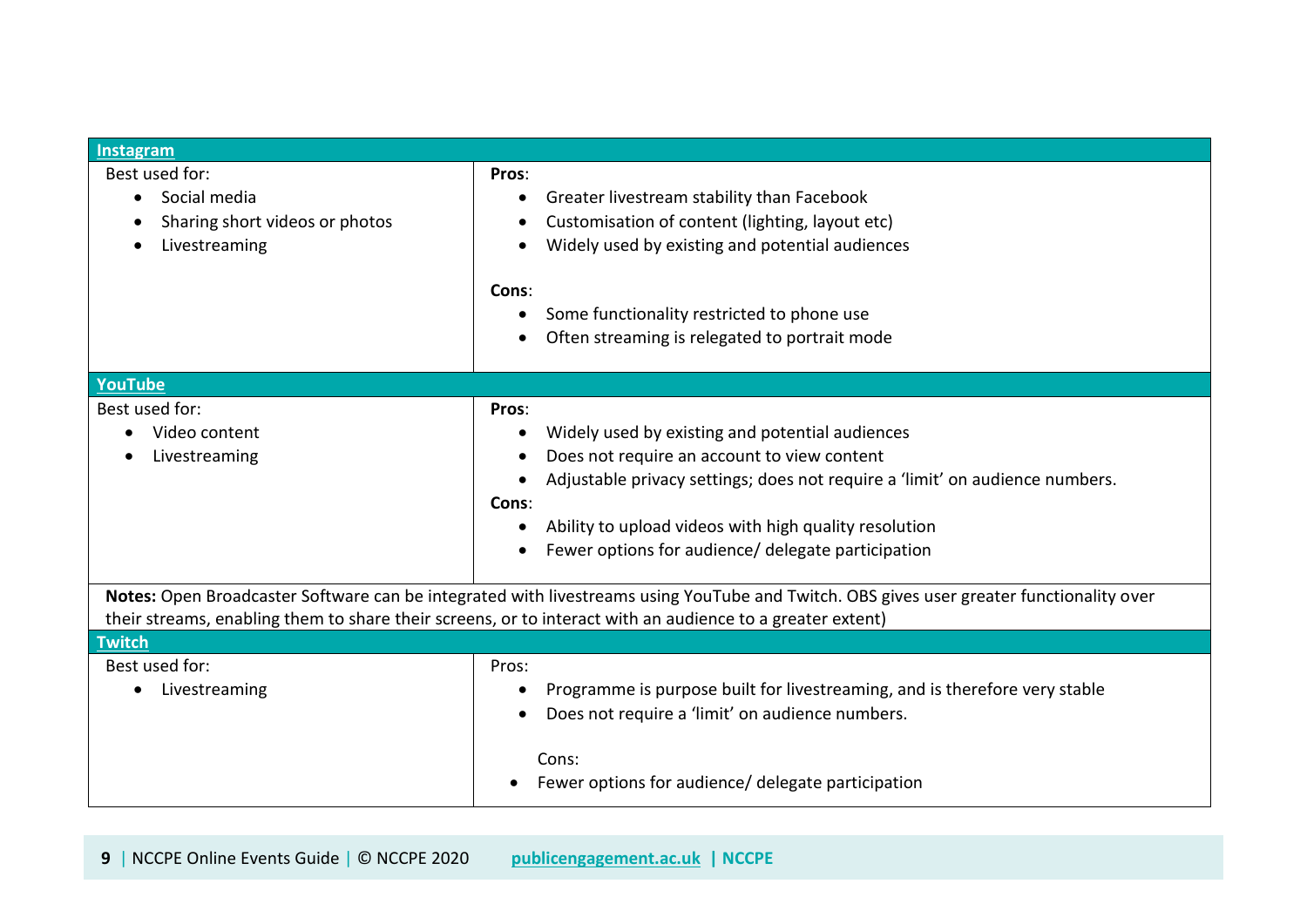| **Instagram** | |
|---|---|
| Best used for:<br>• Social media<br>• Sharing short videos or photos<br>• Livestreaming | **Pros**:<br>• Greater livestream stability than Facebook<br>• Customisation of content (lighting, layout etc)<br>• Widely used by existing and potential audiences<br><br>**Cons**:<br>• Some functionality restricted to phone use<br>• Often streaming is relegated to portrait mode |
| **YouTube** | |
| Best used for:<br>• Video content<br>• Livestreaming | **Pros**:<br>• Widely used by existing and potential audiences<br>• Does not require an account to view content<br>• Adjustable privacy settings; does not require a 'limit' on audience numbers.<br>**Cons**:<br>• Ability to upload videos with high quality resolution<br>• Fewer options for audience/ delegate participation |
| **Notes:** Open Broadcaster Software can be integrated with livestreams using YouTube and Twitch. OBS gives user greater functionality over their streams, enabling them to share their screens, or to interact with an audience to a greater extent) | |
| **Twitch** | |
| Best used for:<br>• Livestreaming | Pros:<br>• Programme is purpose built for livestreaming, and is therefore very stable<br>• Does not require a 'limit' on audience numbers.<br><br>Cons:<br>• Fewer options for audience/ delegate participation |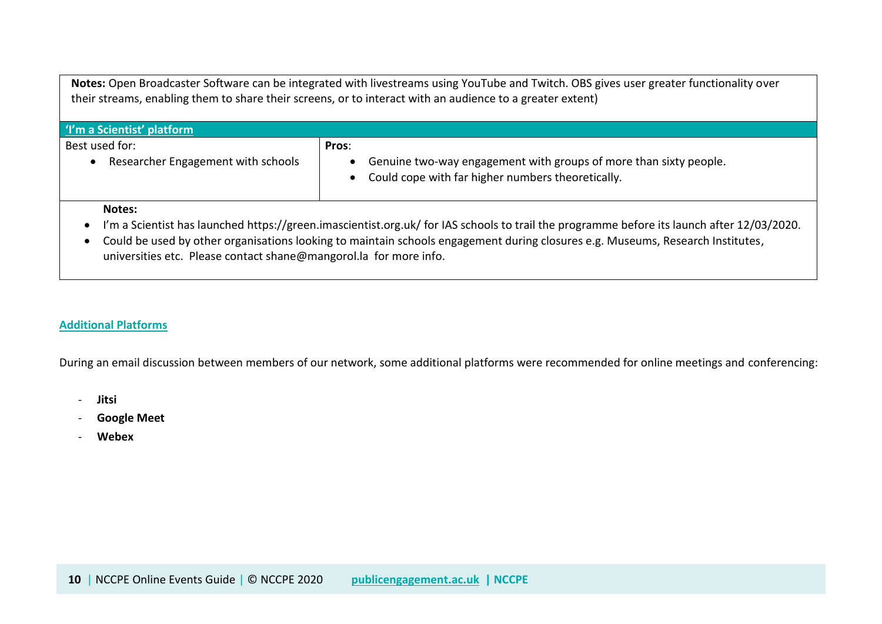**Notes:** Open Broadcaster Software can be integrated with livestreams using YouTube and Twitch. OBS gives user greater functionality over their streams, enabling them to share their screens, or to interact with an audience to a greater extent)

| **'I'm a Scientist' platform** | |
|---|---|
| Best used for:<br>• Researcher Engagement with schools | **Pros**:<br>• Genuine two-way engagement with groups of more than sixty people.<br>• Could cope with far higher numbers theoretically. |
| **Notes:**<br>• I'm a Scientist has launched https://green.imascientist.org.uk/ for IAS schools to trail the programme before its launch after 12/03/2020.<br>• Could be used by other organisations looking to maintain schools engagement during closures e.g. Museums, Research Institutes, universities etc. Please contact shane@mangorol.la for more info. | |

## Additional Platforms

During an email discussion between members of our network, some additional platforms were recommended for online meetings and conferencing:

- **Jitsi**
- **Google Meet**
- **Webex**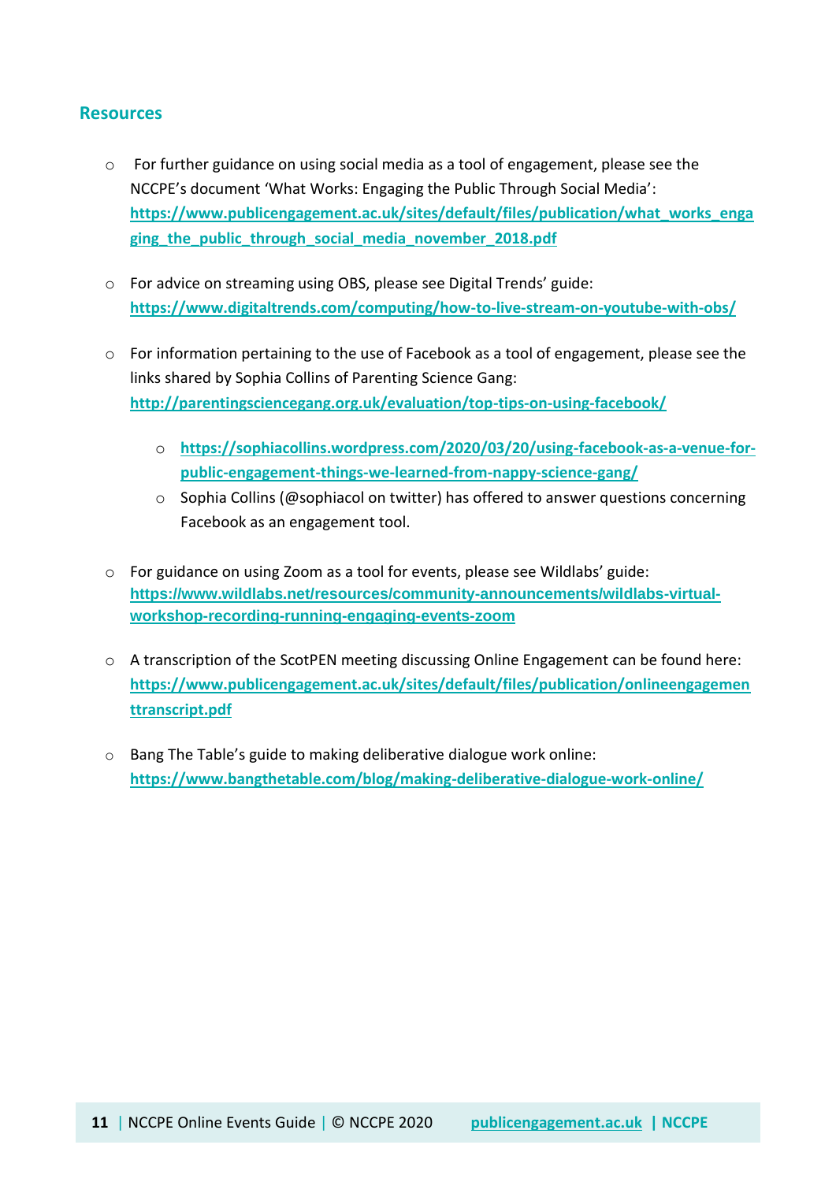## Resources

- For further guidance on using social media as a tool of engagement, please see the NCCPE's document 'What Works: Engaging the Public Through Social Media': **https://www.publicengagement.ac.uk/sites/default/files/publication/what_works_engaging_the_public_through_social_media_november_2018.pdf**

- For advice on streaming using OBS, please see Digital Trends' guide: **https://www.digitaltrends.com/computing/how-to-live-stream-on-youtube-with-obs/**

- For information pertaining to the use of Facebook as a tool of engagement, please see the links shared by Sophia Collins of Parenting Science Gang: **http://parentingsciencegang.org.uk/evaluation/top-tips-on-using-facebook/**
  - **https://sophiacollins.wordpress.com/2020/03/20/using-facebook-as-a-venue-for-public-engagement-things-we-learned-from-nappy-science-gang/**
  - Sophia Collins (@sophiacol on twitter) has offered to answer questions concerning Facebook as an engagement tool.

- For guidance on using Zoom as a tool for events, please see Wildlabs' guide: **https://www.wildlabs.net/resources/community-announcements/wildlabs-virtual-workshop-recording-running-engaging-events-zoom**

- A transcription of the ScotPEN meeting discussing Online Engagement can be found here: **https://www.publicengagement.ac.uk/sites/default/files/publication/onlineengagementtranscript.pdf**

- Bang The Table's guide to making deliberative dialogue work online: **https://www.bangthetable.com/blog/making-deliberative-dialogue-work-online/**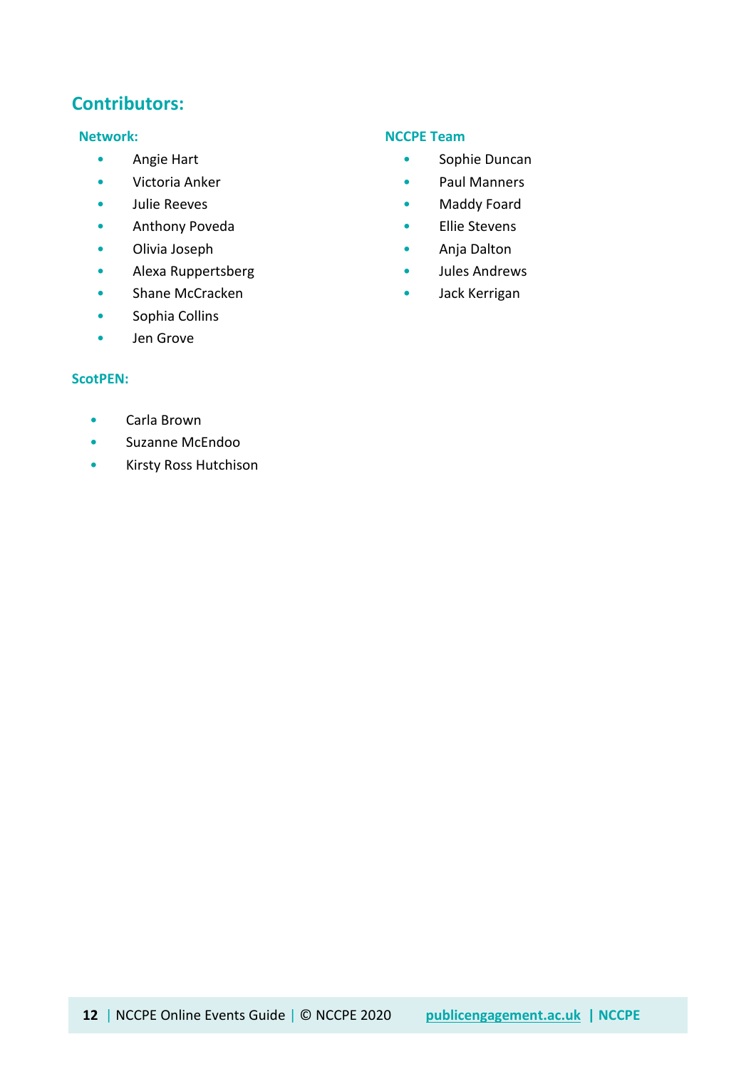## Contributors:

### Network:

- Angie Hart
- Victoria Anker
- Julie Reeves
- Anthony Poveda
- Olivia Joseph
- Alexa Ruppertsberg
- Shane McCracken
- Sophia Collins
- Jen Grove

### ScotPEN:

- Carla Brown
- Suzanne McEndoo
- Kirsty Ross Hutchison

### NCCPE Team

- Sophie Duncan
- Paul Manners
- Maddy Foard
- Ellie Stevens
- Anja Dalton
- Jules Andrews
- Jack Kerrigan